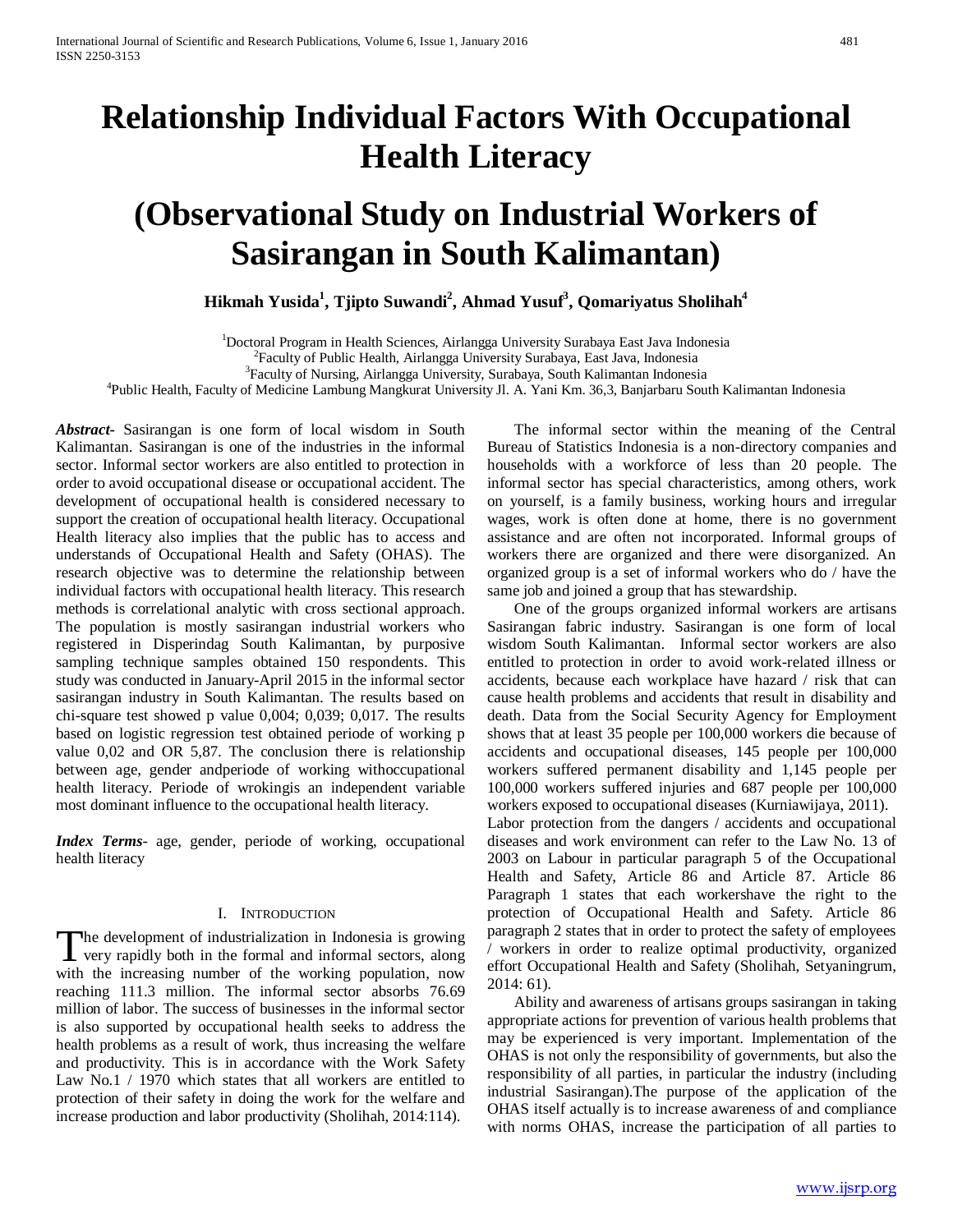# Relationship Individual Factors With Occupational Health Literacy

# (Observational Study on Industrial Workers of Sasirangan in South Kalimantan)

**Hikmah Yusida[1], Tjipto Suwandi[2], Ahmad Yusuf[3], Qomariyatus Sholihah[4]**

[1]Doctoral Program in Health Sciences, Airlangga University Surabaya East Java Indonesia
[2]Faculty of Public Health, Airlangga University Surabaya, East Java, Indonesia
[3]Faculty of Nursing, Airlangga University, Surabaya, South Kalimantan Indonesia
[4]Public Health, Faculty of Medicine Lambung Mangkurat University Jl. A. Yani Km. 36,3, Banjarbaru South Kalimantan Indonesia

***Abstract***- Sasirangan is one form of local wisdom in South Kalimantan. Sasirangan is one of the industries in the informal sector. Informal sector workers are also entitled to protection in order to avoid occupational disease or occupational accident. The development of occupational health is considered necessary to support the creation of occupational health literacy. Occupational Health literacy also implies that the public has to access and understands of Occupational Health and Safety (OHAS). The research objective was to determine the relationship between individual factors with occupational health literacy. This research methods is correlational analytic with cross sectional approach. The population is mostly sasirangan industrial workers who registered in Disperindag South Kalimantan, by purposive sampling technique samples obtained 150 respondents. This study was conducted in January-April 2015 in the informal sector sasirangan industry in South Kalimantan. The results based on chi-square test showed p value 0,004; 0,039; 0,017. The results based on logistic regression test obtained periode of working p value 0,02 and OR 5,87. The conclusion there is relationship between age, gender andperiode of working withoccupational health literacy. Periode of wrokingis an independent variable most dominant influence to the occupational health literacy.

***Index Terms***- age, gender, periode of working, occupational health literacy

## I. Introduction

The development of industrialization in Indonesia is growing very rapidly both in the formal and informal sectors, along with the increasing number of the working population, now reaching 111.3 million. The informal sector absorbs 76.69 million of labor. The success of businesses in the informal sector is also supported by occupational health seeks to address the health problems as a result of work, thus increasing the welfare and productivity. This is in accordance with the Work Safety Law No.1 / 1970 which states that all workers are entitled to protection of their safety in doing the work for the welfare and increase production and labor productivity (Sholihah, 2014:114).

The informal sector within the meaning of the Central Bureau of Statistics Indonesia is a non-directory companies and households with a workforce of less than 20 people. The informal sector has special characteristics, among others, work on yourself, is a family business, working hours and irregular wages, work is often done at home, there is no government assistance and are often not incorporated. Informal groups of workers there are organized and there were disorganized. An organized group is a set of informal workers who do / have the same job and joined a group that has stewardship.

One of the groups organized informal workers are artisans Sasirangan fabric industry. Sasirangan is one form of local wisdom South Kalimantan. Informal sector workers are also entitled to protection in order to avoid work-related illness or accidents, because each workplace have hazard / risk that can cause health problems and accidents that result in disability and death. Data from the Social Security Agency for Employment shows that at least 35 people per 100,000 workers die because of accidents and occupational diseases, 145 people per 100,000 workers suffered permanent disability and 1,145 people per 100,000 workers suffered injuries and 687 people per 100,000 workers exposed to occupational diseases (Kurniawijaya, 2011). Labor protection from the dangers / accidents and occupational diseases and work environment can refer to the Law No. 13 of 2003 on Labour in particular paragraph 5 of the Occupational Health and Safety, Article 86 and Article 87. Article 86 Paragraph 1 states that each workershave the right to the protection of Occupational Health and Safety. Article 86 paragraph 2 states that in order to protect the safety of employees / workers in order to realize optimal productivity, organized effort Occupational Health and Safety (Sholihah, Setyaningrum, 2014: 61).

Ability and awareness of artisans groups sasirangan in taking appropriate actions for prevention of various health problems that may be experienced is very important. Implementation of the OHAS is not only the responsibility of governments, but also the responsibility of all parties, in particular the industry (including industrial Sasirangan).The purpose of the application of the OHAS itself actually is to increase awareness of and compliance with norms OHAS, increase the participation of all parties to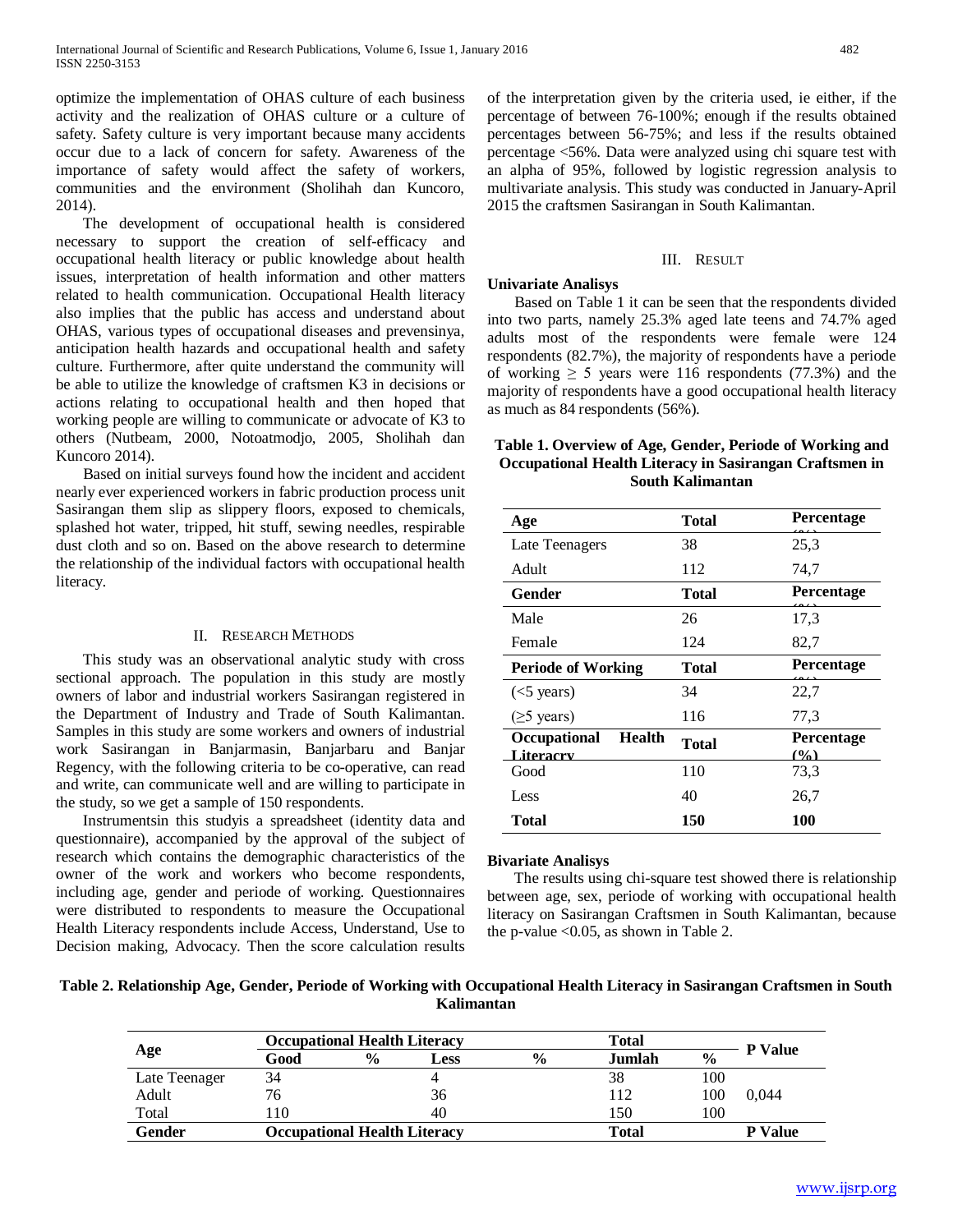optimize the implementation of OHAS culture of each business activity and the realization of OHAS culture or a culture of safety. Safety culture is very important because many accidents occur due to a lack of concern for safety. Awareness of the importance of safety would affect the safety of workers, communities and the environment (Sholihah dan Kuncoro, 2014).

The development of occupational health is considered necessary to support the creation of self-efficacy and occupational health literacy or public knowledge about health issues, interpretation of health information and other matters related to health communication. Occupational Health literacy also implies that the public has access and understand about OHAS, various types of occupational diseases and prevensinya, anticipation health hazards and occupational health and safety culture. Furthermore, after quite understand the community will be able to utilize the knowledge of craftsmen K3 in decisions or actions relating to occupational health and then hoped that working people are willing to communicate or advocate of K3 to others (Nutbeam, 2000, Notoatmodjo, 2005, Sholihah dan Kuncoro 2014).

Based on initial surveys found how the incident and accident nearly ever experienced workers in fabric production process unit Sasirangan them slip as slippery floors, exposed to chemicals, splashed hot water, tripped, hit stuff, sewing needles, respirable dust cloth and so on. Based on the above research to determine the relationship of the individual factors with occupational health literacy.

## II. Research Methods

This study was an observational analytic study with cross sectional approach. The population in this study are mostly owners of labor and industrial workers Sasirangan registered in the Department of Industry and Trade of South Kalimantan. Samples in this study are some workers and owners of industrial work Sasirangan in Banjarmasin, Banjarbaru and Banjar Regency, with the following criteria to be co-operative, can read and write, can communicate well and are willing to participate in the study, so we get a sample of 150 respondents.

Instrumentsin this studyis a spreadsheet (identity data and questionnaire), accompanied by the approval of the subject of research which contains the demographic characteristics of the owner of the work and workers who become respondents, including age, gender and periode of working. Questionnaires were distributed to respondents to measure the Occupational Health Literacy respondents include Access, Understand, Use to Decision making, Advocacy. Then the score calculation results of the interpretation given by the criteria used, ie either, if the percentage of between 76-100%; enough if the results obtained percentages between 56-75%; and less if the results obtained percentage <56%. Data were analyzed using chi square test with an alpha of 95%, followed by logistic regression analysis to multivariate analysis. This study was conducted in January-April 2015 the craftsmen Sasirangan in South Kalimantan.

## III. Result

**Univariate Analisys**

Based on Table 1 it can be seen that the respondents divided into two parts, namely 25.3% aged late teens and 74.7% aged adults most of the respondents were female were 124 respondents (82.7%), the majority of respondents have a periode of working $\geq$ 5 years were 116 respondents (77.3%) and the majority of respondents have a good occupational health literacy as much as 84 respondents (56%).

**Table 1. Overview of Age, Gender, Periode of Working and Occupational Health Literacy in Sasirangan Craftsmen in South Kalimantan**

| Age | Total | Percentage (%) |
|---|---|---|
| Late Teenagers | 38 | 25,3 |
| Adult | 112 | 74,7 |
| **Gender** | **Total** | **Percentage (%)** |
| Male | 26 | 17,3 |
| Female | 124 | 82,7 |
| **Periode of Working** | **Total** | **Percentage (%)** |
| (<5 years) | 34 | 22,7 |
| ($\geq$5 years) | 116 | 77,3 |
| **Occupational Health Literacry** | **Total** | **Percentage (%)** |
| Good | 110 | 73,3 |
| Less | 40 | 26,7 |
| **Total** | **150** | **100** |

**Bivariate Analisys**

The results using chi-square test showed there is relationship between age, sex, periode of working with occupational health literacy on Sasirangan Craftsmen in South Kalimantan, because the p-value <0.05, as shown in Table 2.

**Table 2. Relationship Age, Gender, Periode of Working with Occupational Health Literacy in Sasirangan Craftsmen in South Kalimantan**

| Age | Occupational Health Literacy | | | | Total | | P Value |
|---|---|---|---|---|---|---|---|
| | Good | % | Less | % | Jumlah | % | |
| Late Teenager | 34 | | 4 | | 38 | 100 | |
| Adult | 76 | | 36 | | 112 | 100 | 0,044 |
| Total | 110 | | 40 | | 150 | 100 | |
| **Gender** | **Occupational Health Literacy** | | | | **Total** | | **P Value** |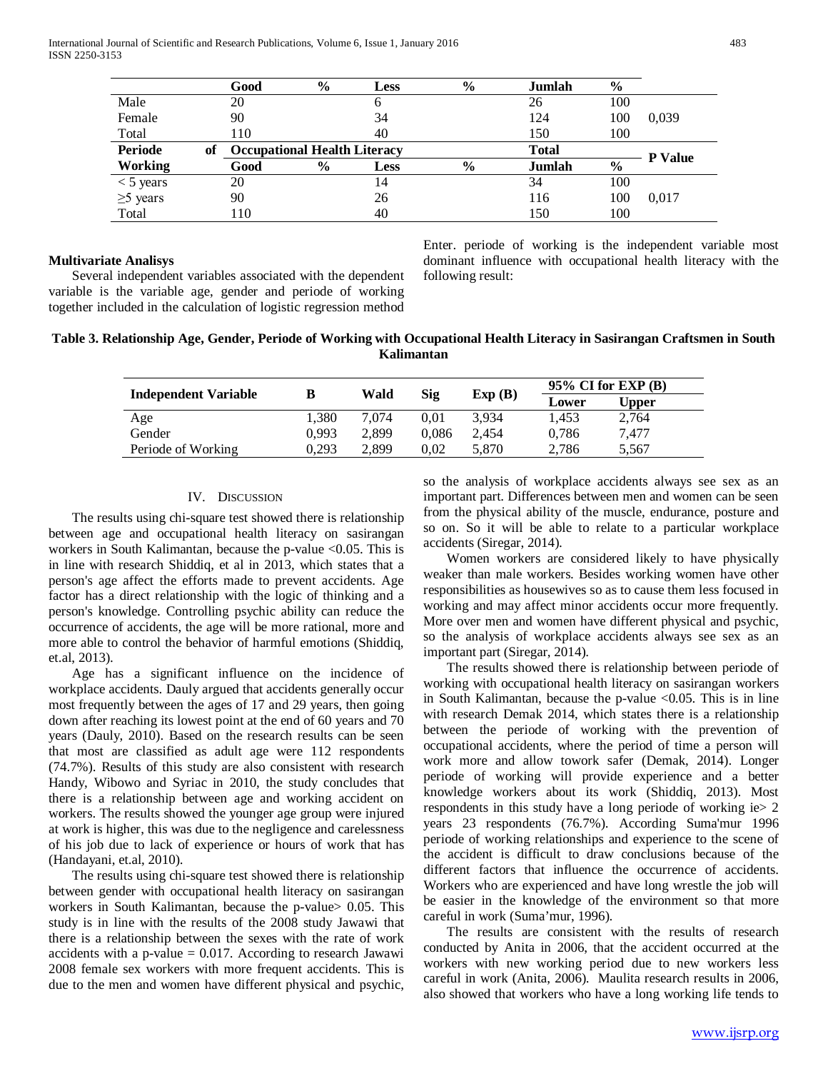|  | Good | % | Less | % | Jumlah | % |  |
|---|---|---|---|---|---|---|---|
| Male | 20 |  | 6 |  | 26 | 100 |  |
| Female | 90 |  | 34 |  | 124 | 100 | 0,039 |
| Total | 110 |  | 40 |  | 150 | 100 |  |

| Periode of Working | Occupational Health Literacy | | | | Total | | P Value |
|---|---|---|---|---|---|---|---|
|  | Good | % | Less | % | Jumlah | % |  |
| < 5 years | 20 |  | 14 |  | 34 | 100 |  |
| ≥5 years | 90 |  | 26 |  | 116 | 100 | 0,017 |
| Total | 110 |  | 40 |  | 150 | 100 |  |

**Multivariate Analisys**

Several independent variables associated with the dependent variable is the variable age, gender and periode of working together included in the calculation of logistic regression method Enter. periode of working is the independent variable most dominant influence with occupational health literacy with the following result:

**Table 3. Relationship Age, Gender, Periode of Working with Occupational Health Literacy in Sasirangan Craftsmen in South Kalimantan**

| Independent Variable | B | Wald | Sig | Exp (B) | 95% CI for EXP (B) | |
|---|---|---|---|---|---|---|
|  |  |  |  |  | Lower | Upper |
| Age | 1,380 | 7,074 | 0,01 | 3,934 | 1,453 | 2,764 |
| Gender | 0,993 | 2,899 | 0,086 | 2,454 | 0,786 | 7,477 |
| Periode of Working | 0,293 | 2,899 | 0,02 | 5,870 | 2,786 | 5,567 |

## IV. Discussion

The results using chi-square test showed there is relationship between age and occupational health literacy on sasirangan workers in South Kalimantan, because the p-value <0.05. This is in line with research Shiddiq, et al in 2013, which states that a person's age affect the efforts made to prevent accidents. Age factor has a direct relationship with the logic of thinking and a person's knowledge. Controlling psychic ability can reduce the occurrence of accidents, the age will be more rational, more and more able to control the behavior of harmful emotions (Shiddiq, et.al, 2013).

Age has a significant influence on the incidence of workplace accidents. Dauly argued that accidents generally occur most frequently between the ages of 17 and 29 years, then going down after reaching its lowest point at the end of 60 years and 70 years (Dauly, 2010). Based on the research results can be seen that most are classified as adult age were 112 respondents (74.7%). Results of this study are also consistent with research Handy, Wibowo and Syriac in 2010, the study concludes that there is a relationship between age and working accident on workers. The results showed the younger age group were injured at work is higher, this was due to the negligence and carelessness of his job due to lack of experience or hours of work that has (Handayani, et.al, 2010).

The results using chi-square test showed there is relationship between gender with occupational health literacy on sasirangan workers in South Kalimantan, because the p-value> 0.05. This study is in line with the results of the 2008 study Jawawi that there is a relationship between the sexes with the rate of work accidents with a p-value = 0.017. According to research Jawawi 2008 female sex workers with more frequent accidents. This is due to the men and women have different physical and psychic, so the analysis of workplace accidents always see sex as an important part. Differences between men and women can be seen from the physical ability of the muscle, endurance, posture and so on. So it will be able to relate to a particular workplace accidents (Siregar, 2014).

Women workers are considered likely to have physically weaker than male workers. Besides working women have other responsibilities as housewives so as to cause them less focused in working and may affect minor accidents occur more frequently. More over men and women have different physical and psychic, so the analysis of workplace accidents always see sex as an important part (Siregar, 2014).

The results showed there is relationship between periode of working with occupational health literacy on sasirangan workers in South Kalimantan, because the p-value <0.05. This is in line with research Demak 2014, which states there is a relationship between the periode of working with the prevention of occupational accidents, where the period of time a person will work more and allow towork safer (Demak, 2014). Longer periode of working will provide experience and a better knowledge workers about its work (Shiddiq, 2013). Most respondents in this study have a long periode of working ie> 2 years 23 respondents (76.7%). According Suma'mur 1996 periode of working relationships and experience to the scene of the accident is difficult to draw conclusions because of the different factors that influence the occurrence of accidents. Workers who are experienced and have long wrestle the job will be easier in the knowledge of the environment so that more careful in work (Suma'mur, 1996).

The results are consistent with the results of research conducted by Anita in 2006, that the accident occurred at the workers with new working period due to new workers less careful in work (Anita, 2006). Maulita research results in 2006, also showed that workers who have a long working life tends to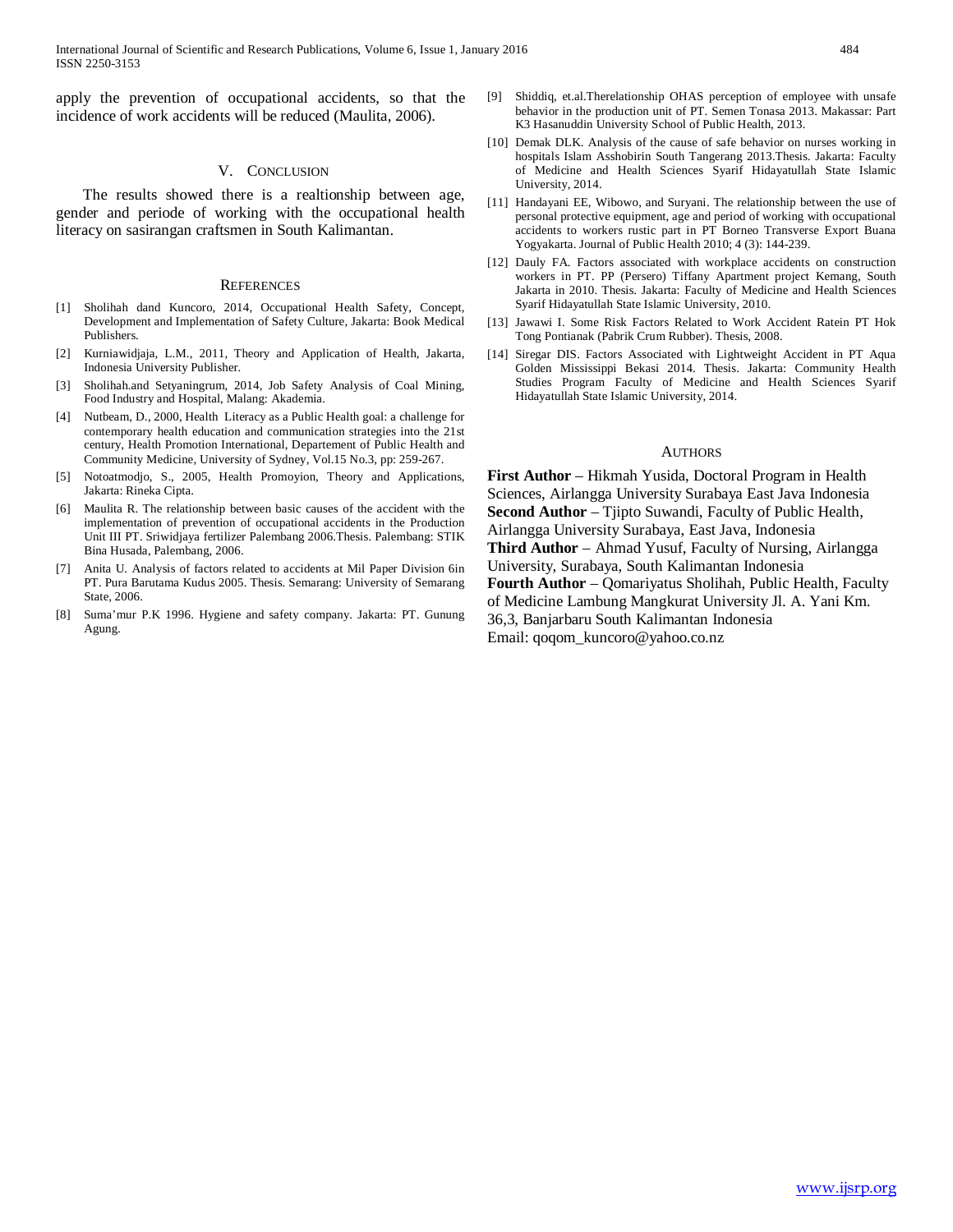apply the prevention of occupational accidents, so that the incidence of work accidents will be reduced (Maulita, 2006).

## V. Conclusion

The results showed there is a realtionship between age, gender and periode of working with the occupational health literacy on sasirangan craftsmen in South Kalimantan.

## References

[1] Sholihah dand Kuncoro, 2014, Occupational Health Safety, Concept, Development and Implementation of Safety Culture, Jakarta: Book Medical Publishers.

[2] Kurniawidjaja, L.M., 2011, Theory and Application of Health, Jakarta, Indonesia University Publisher.

[3] Sholihah.and Setyaningrum, 2014, Job Safety Analysis of Coal Mining, Food Industry and Hospital, Malang: Akademia.

[4] Nutbeam, D., 2000, Health Literacy as a Public Health goal: a challenge for contemporary health education and communication strategies into the 21st century, Health Promotion International, Departement of Public Health and Community Medicine, University of Sydney, Vol.15 No.3, pp: 259-267.

[5] Notoatmodjo, S., 2005, Health Promoyion, Theory and Applications, Jakarta: Rineka Cipta.

[6] Maulita R. The relationship between basic causes of the accident with the implementation of prevention of occupational accidents in the Production Unit III PT. Sriwidjaya fertilizer Palembang 2006.Thesis. Palembang: STIK Bina Husada, Palembang, 2006.

[7] Anita U. Analysis of factors related to accidents at Mil Paper Division 6in PT. Pura Barutama Kudus 2005. Thesis. Semarang: University of Semarang State, 2006.

[8] Suma'mur P.K 1996. Hygiene and safety company. Jakarta: PT. Gunung Agung.

[9] Shiddiq, et.al.Therelationship OHAS perception of employee with unsafe behavior in the production unit of PT. Semen Tonasa 2013. Makassar: Part K3 Hasanuddin University School of Public Health, 2013.

[10] Demak DLK. Analysis of the cause of safe behavior on nurses working in hospitals Islam Asshobirin South Tangerang 2013.Thesis. Jakarta: Faculty of Medicine and Health Sciences Syarif Hidayatullah State Islamic University, 2014.

[11] Handayani EE, Wibowo, and Suryani. The relationship between the use of personal protective equipment, age and period of working with occupational accidents to workers rustic part in PT Borneo Transverse Export Buana Yogyakarta. Journal of Public Health 2010; 4 (3): 144-239.

[12] Dauly FA. Factors associated with workplace accidents on construction workers in PT. PP (Persero) Tiffany Apartment project Kemang, South Jakarta in 2010. Thesis. Jakarta: Faculty of Medicine and Health Sciences Syarif Hidayatullah State Islamic University, 2010.

[13] Jawawi I. Some Risk Factors Related to Work Accident Ratein PT Hok Tong Pontianak (Pabrik Crum Rubber). Thesis, 2008.

[14] Siregar DIS. Factors Associated with Lightweight Accident in PT Aqua Golden Mississippi Bekasi 2014. Thesis. Jakarta: Community Health Studies Program Faculty of Medicine and Health Sciences Syarif Hidayatullah State Islamic University, 2014.

## Authors

**First Author** – Hikmah Yusida, Doctoral Program in Health Sciences, Airlangga University Surabaya East Java Indonesia

**Second Author** – Tjipto Suwandi, Faculty of Public Health, Airlangga University Surabaya, East Java, Indonesia

**Third Author** – Ahmad Yusuf, Faculty of Nursing, Airlangga University, Surabaya, South Kalimantan Indonesia

**Fourth Author** – Qomariyatus Sholihah, Public Health, Faculty of Medicine Lambung Mangkurat University Jl. A. Yani Km. 36,3, Banjarbaru South Kalimantan Indonesia
Email: qoqom_kuncoro@yahoo.co.nz